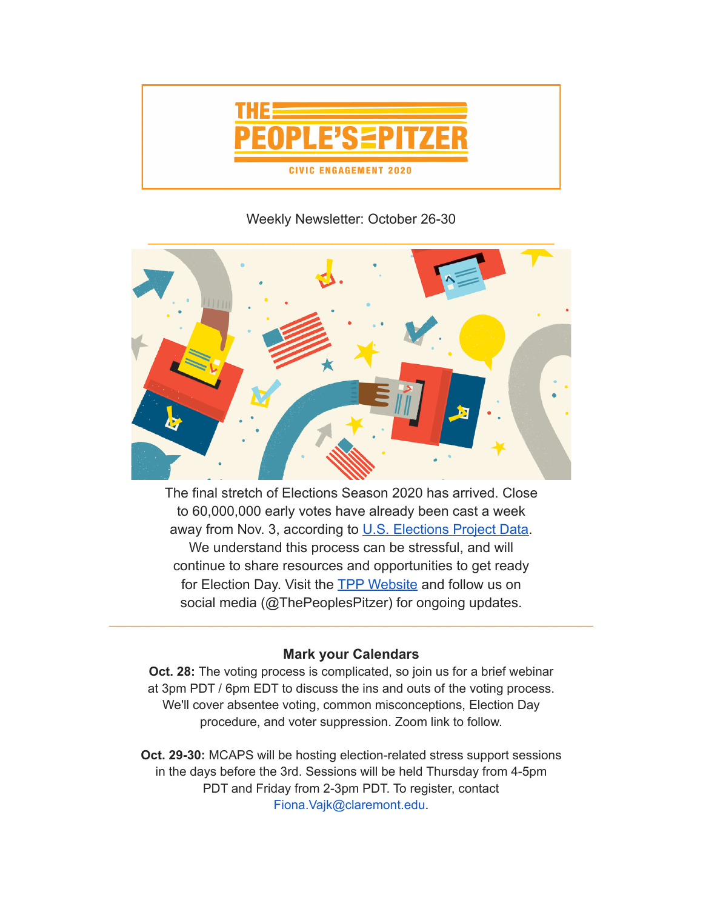# THE PEOPLE'S PITZER

CIVIC ENGAGEMENT 2020

Weekly Newsletter: October 26-30

---

The final stretch of Elections Season 2020 has arrived. Close to 60,000,000 early votes have already been cast a week away from Nov. 3, according to [U.S. Elections Project Data]. We understand this process can be stressful, and will continue to share resources and opportunities to get ready for Election Day. Visit the [TPP Website] and follow us on social media (@ThePeoplesPitzer) for ongoing updates.

---

**Mark your Calendars**

**Oct. 28:** The voting process is complicated, so join us for a brief webinar at 3pm PDT / 6pm EDT to discuss the ins and outs of the voting process. We'll cover absentee voting, common misconceptions, Election Day procedure, and voter suppression. Zoom link to follow.

**Oct. 29-30:** MCAPS will be hosting election-related stress support sessions in the days before the 3rd. Sessions will be held Thursday from 4-5pm PDT and Friday from 2-3pm PDT. To register, contact Fiona.Vajk@claremont.edu.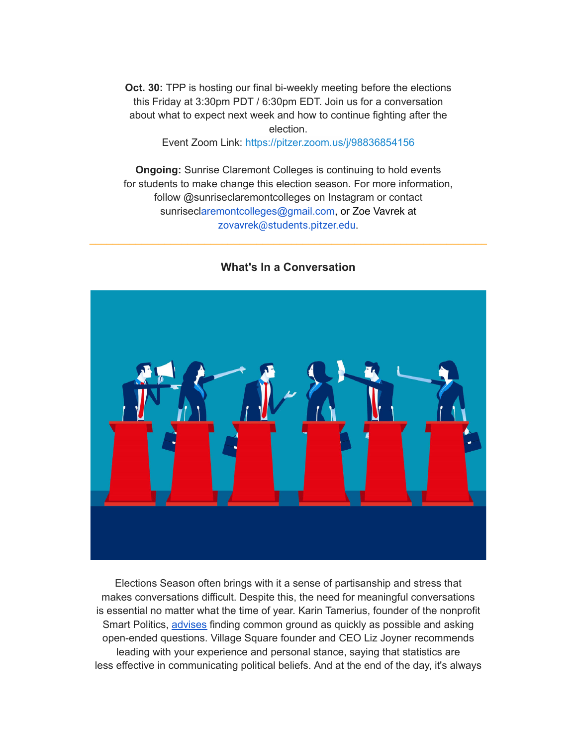**Oct. 30:** TPP is hosting our final bi-weekly meeting before the elections this Friday at 3:30pm PDT / 6:30pm EDT. Join us for a conversation about what to expect next week and how to continue fighting after the election.
Event Zoom Link: https://pitzer.zoom.us/j/98836854156

**Ongoing:** Sunrise Claremont Colleges is continuing to hold events for students to make change this election season. For more information, follow @sunriseclaremontcolleges on Instagram or contact sunriseclaremontcolleges@gmail.com, or Zoe Vavrek at zovavrek@students.pitzer.edu.

---

### What's In a Conversation

Elections Season often brings with it a sense of partisanship and stress that makes conversations difficult. Despite this, the need for meaningful conversations is essential no matter what the time of year. Karin Tamerius, founder of the nonprofit Smart Politics, advises finding common ground as quickly as possible and asking open-ended questions. Village Square founder and CEO Liz Joyner recommends leading with your experience and personal stance, saying that statistics are less effective in communicating political beliefs. And at the end of the day, it's always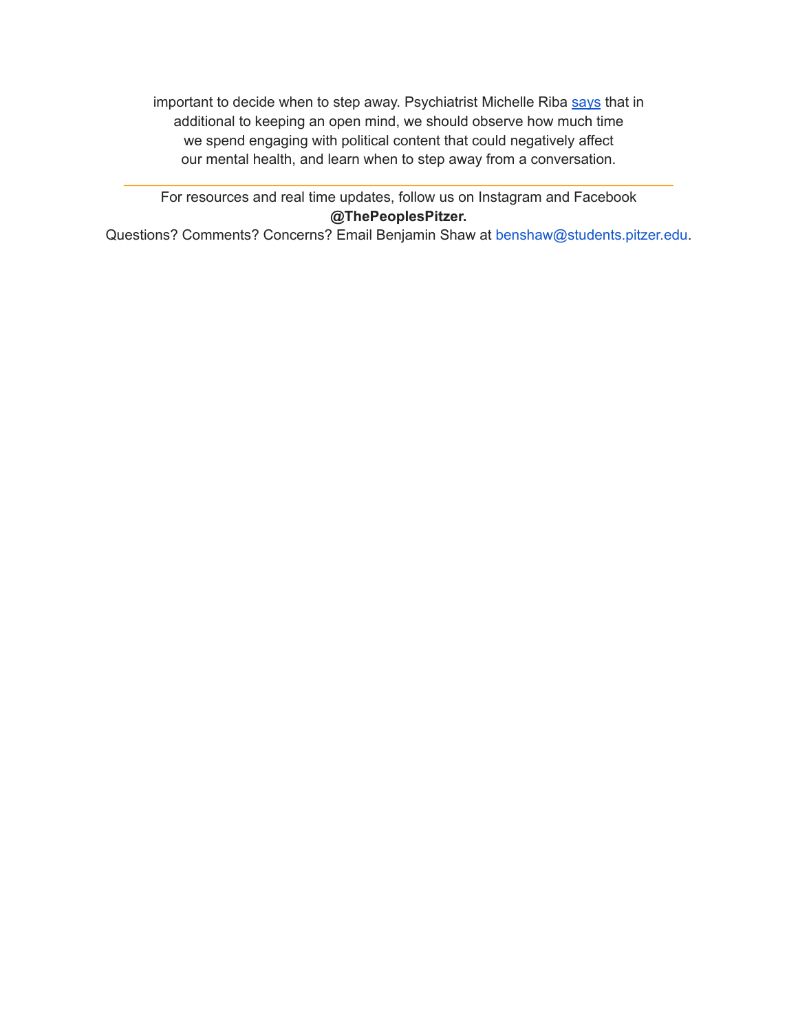important to decide when to step away. Psychiatrist Michelle Riba says that in additional to keeping an open mind, we should observe how much time we spend engaging with political content that could negatively affect our mental health, and learn when to step away from a conversation.

---

For resources and real time updates, follow us on Instagram and Facebook **@ThePeoplesPitzer.**

Questions? Comments? Concerns? Email Benjamin Shaw at benshaw@students.pitzer.edu.